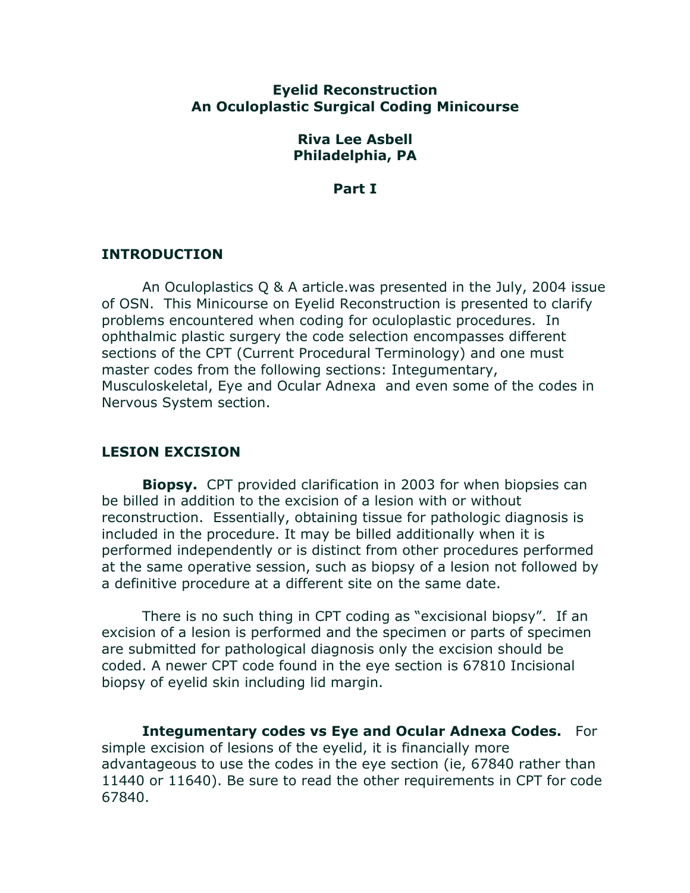# Eyelid Reconstruction
# An Oculoplastic Surgical Coding Minicourse

**Riva Lee Asbell**
**Philadelphia, PA**

**Part I**

## INTRODUCTION

An Oculoplastics Q & A article.was presented in the July, 2004 issue of OSN. This Minicourse on Eyelid Reconstruction is presented to clarify problems encountered when coding for oculoplastic procedures. In ophthalmic plastic surgery the code selection encompasses different sections of the CPT (Current Procedural Terminology) and one must master codes from the following sections: Integumentary, Musculoskeletal, Eye and Ocular Adnexa and even some of the codes in Nervous System section.

## LESION EXCISION

**Biopsy.** CPT provided clarification in 2003 for when biopsies can be billed in addition to the excision of a lesion with or without reconstruction. Essentially, obtaining tissue for pathologic diagnosis is included in the procedure. It may be billed additionally when it is performed independently or is distinct from other procedures performed at the same operative session, such as biopsy of a lesion not followed by a definitive procedure at a different site on the same date.

There is no such thing in CPT coding as "excisional biopsy". If an excision of a lesion is performed and the specimen or parts of specimen are submitted for pathological diagnosis only the excision should be coded. A newer CPT code found in the eye section is 67810 Incisional biopsy of eyelid skin including lid margin.

**Integumentary codes vs Eye and Ocular Adnexa Codes.** For simple excision of lesions of the eyelid, it is financially more advantageous to use the codes in the eye section (ie, 67840 rather than 11440 or 11640). Be sure to read the other requirements in CPT for code 67840.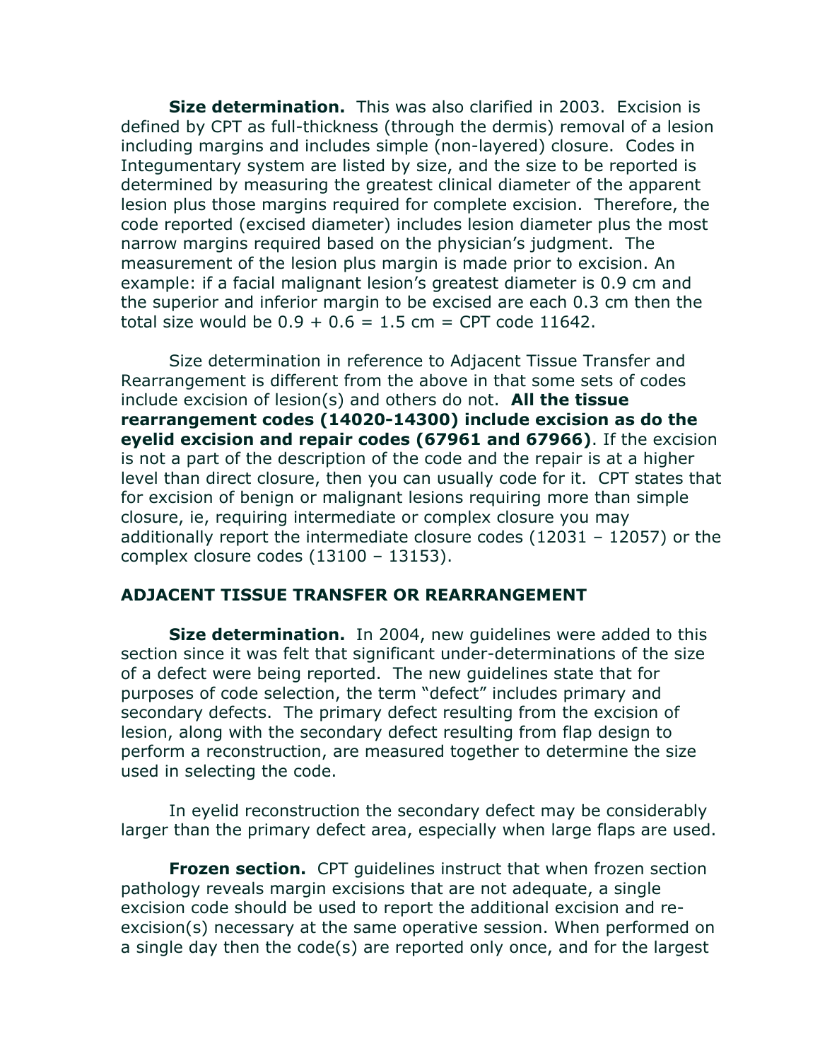**Size determination.** This was also clarified in 2003. Excision is defined by CPT as full-thickness (through the dermis) removal of a lesion including margins and includes simple (non-layered) closure. Codes in Integumentary system are listed by size, and the size to be reported is determined by measuring the greatest clinical diameter of the apparent lesion plus those margins required for complete excision. Therefore, the code reported (excised diameter) includes lesion diameter plus the most narrow margins required based on the physician's judgment. The measurement of the lesion plus margin is made prior to excision. An example: if a facial malignant lesion's greatest diameter is 0.9 cm and the superior and inferior margin to be excised are each 0.3 cm then the total size would be 0.9 + 0.6 = 1.5 cm = CPT code 11642.

Size determination in reference to Adjacent Tissue Transfer and Rearrangement is different from the above in that some sets of codes include excision of lesion(s) and others do not. **All the tissue rearrangement codes (14020-14300) include excision as do the eyelid excision and repair codes (67961 and 67966)**. If the excision is not a part of the description of the code and the repair is at a higher level than direct closure, then you can usually code for it. CPT states that for excision of benign or malignant lesions requiring more than simple closure, ie, requiring intermediate or complex closure you may additionally report the intermediate closure codes (12031 – 12057) or the complex closure codes (13100 – 13153).

## ADJACENT TISSUE TRANSFER OR REARRANGEMENT

**Size determination.** In 2004, new guidelines were added to this section since it was felt that significant under-determinations of the size of a defect were being reported. The new guidelines state that for purposes of code selection, the term "defect" includes primary and secondary defects. The primary defect resulting from the excision of lesion, along with the secondary defect resulting from flap design to perform a reconstruction, are measured together to determine the size used in selecting the code.

In eyelid reconstruction the secondary defect may be considerably larger than the primary defect area, especially when large flaps are used.

**Frozen section.** CPT guidelines instruct that when frozen section pathology reveals margin excisions that are not adequate, a single excision code should be used to report the additional excision and re-excision(s) necessary at the same operative session. When performed on a single day then the code(s) are reported only once, and for the largest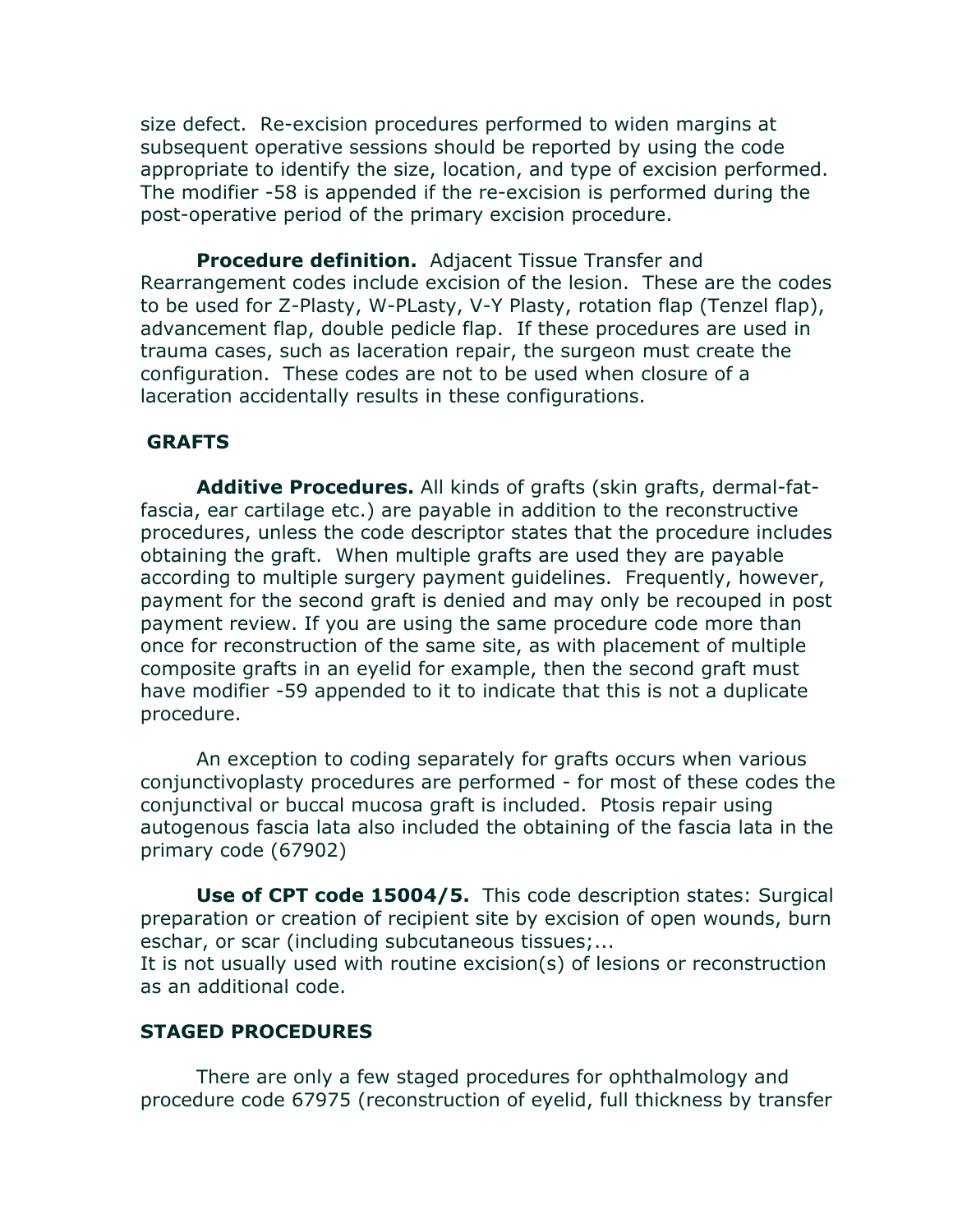size defect. Re-excision procedures performed to widen margins at subsequent operative sessions should be reported by using the code appropriate to identify the size, location, and type of excision performed. The modifier -58 is appended if the re-excision is performed during the post-operative period of the primary excision procedure.

**Procedure definition.** Adjacent Tissue Transfer and Rearrangement codes include excision of the lesion. These are the codes to be used for Z-Plasty, W-PLasty, V-Y Plasty, rotation flap (Tenzel flap), advancement flap, double pedicle flap. If these procedures are used in trauma cases, such as laceration repair, the surgeon must create the configuration. These codes are not to be used when closure of a laceration accidentally results in these configurations.

## GRAFTS

**Additive Procedures.** All kinds of grafts (skin grafts, dermal-fat-fascia, ear cartilage etc.) are payable in addition to the reconstructive procedures, unless the code descriptor states that the procedure includes obtaining the graft. When multiple grafts are used they are payable according to multiple surgery payment guidelines. Frequently, however, payment for the second graft is denied and may only be recouped in post payment review. If you are using the same procedure code more than once for reconstruction of the same site, as with placement of multiple composite grafts in an eyelid for example, then the second graft must have modifier -59 appended to it to indicate that this is not a duplicate procedure.

An exception to coding separately for grafts occurs when various conjunctivoplasty procedures are performed - for most of these codes the conjunctival or buccal mucosa graft is included. Ptosis repair using autogenous fascia lata also included the obtaining of the fascia lata in the primary code (67902)

**Use of CPT code 15004/5.** This code description states: Surgical preparation or creation of recipient site by excision of open wounds, burn eschar, or scar (including subcutaneous tissues;...
It is not usually used with routine excision(s) of lesions or reconstruction as an additional code.

## STAGED PROCEDURES

There are only a few staged procedures for ophthalmology and procedure code 67975 (reconstruction of eyelid, full thickness by transfer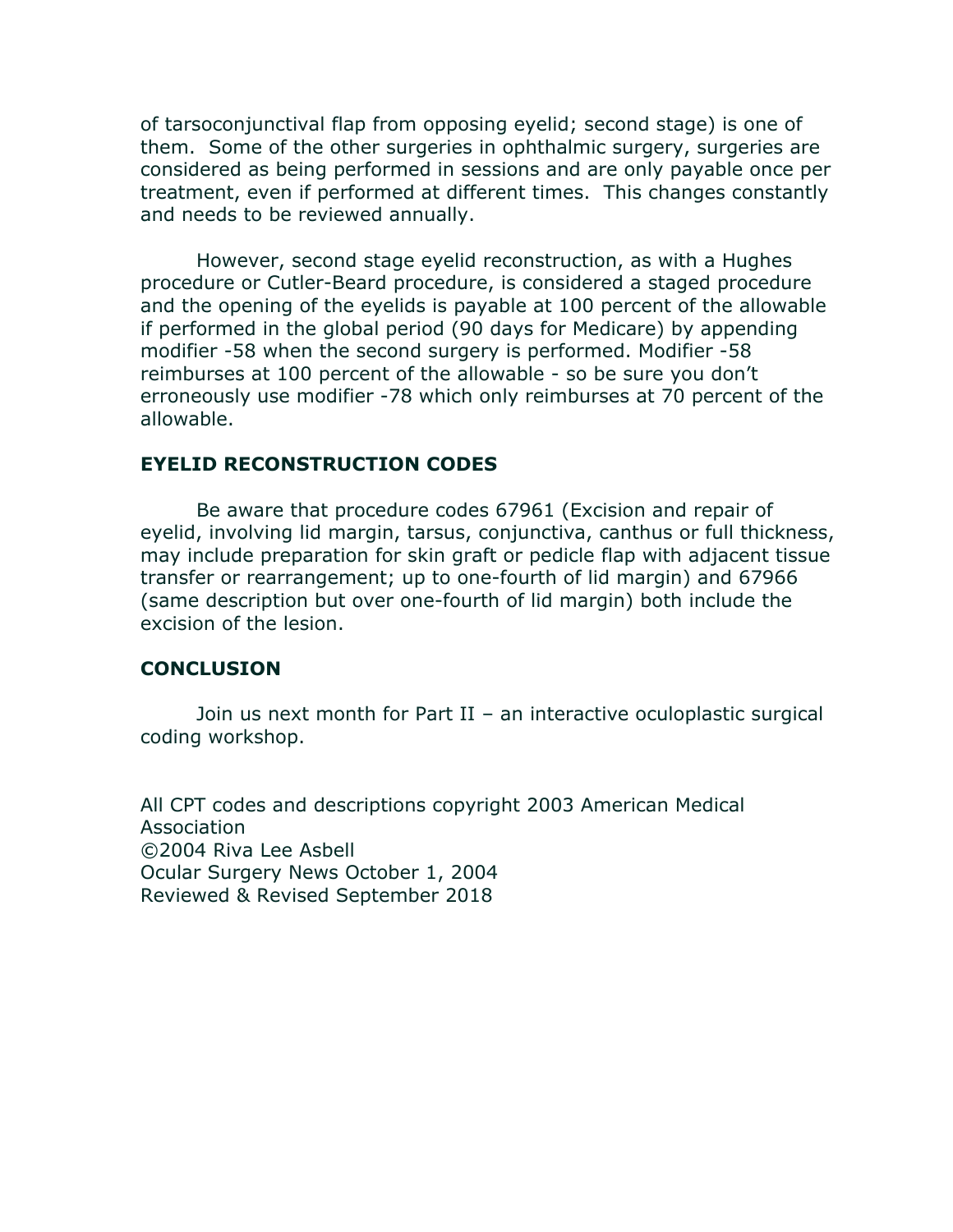of tarsoconjunctival flap from opposing eyelid; second stage) is one of them. Some of the other surgeries in ophthalmic surgery, surgeries are considered as being performed in sessions and are only payable once per treatment, even if performed at different times. This changes constantly and needs to be reviewed annually.

However, second stage eyelid reconstruction, as with a Hughes procedure or Cutler-Beard procedure, is considered a staged procedure and the opening of the eyelids is payable at 100 percent of the allowable if performed in the global period (90 days for Medicare) by appending modifier -58 when the second surgery is performed. Modifier -58 reimburses at 100 percent of the allowable - so be sure you don't erroneously use modifier -78 which only reimburses at 70 percent of the allowable.

## EYELID RECONSTRUCTION CODES

Be aware that procedure codes 67961 (Excision and repair of eyelid, involving lid margin, tarsus, conjunctiva, canthus or full thickness, may include preparation for skin graft or pedicle flap with adjacent tissue transfer or rearrangement; up to one-fourth of lid margin) and 67966 (same description but over one-fourth of lid margin) both include the excision of the lesion.

## CONCLUSION

Join us next month for Part II – an interactive oculoplastic surgical coding workshop.

All CPT codes and descriptions copyright 2003 American Medical Association
©2004 Riva Lee Asbell
Ocular Surgery News October 1, 2004
Reviewed & Revised September 2018